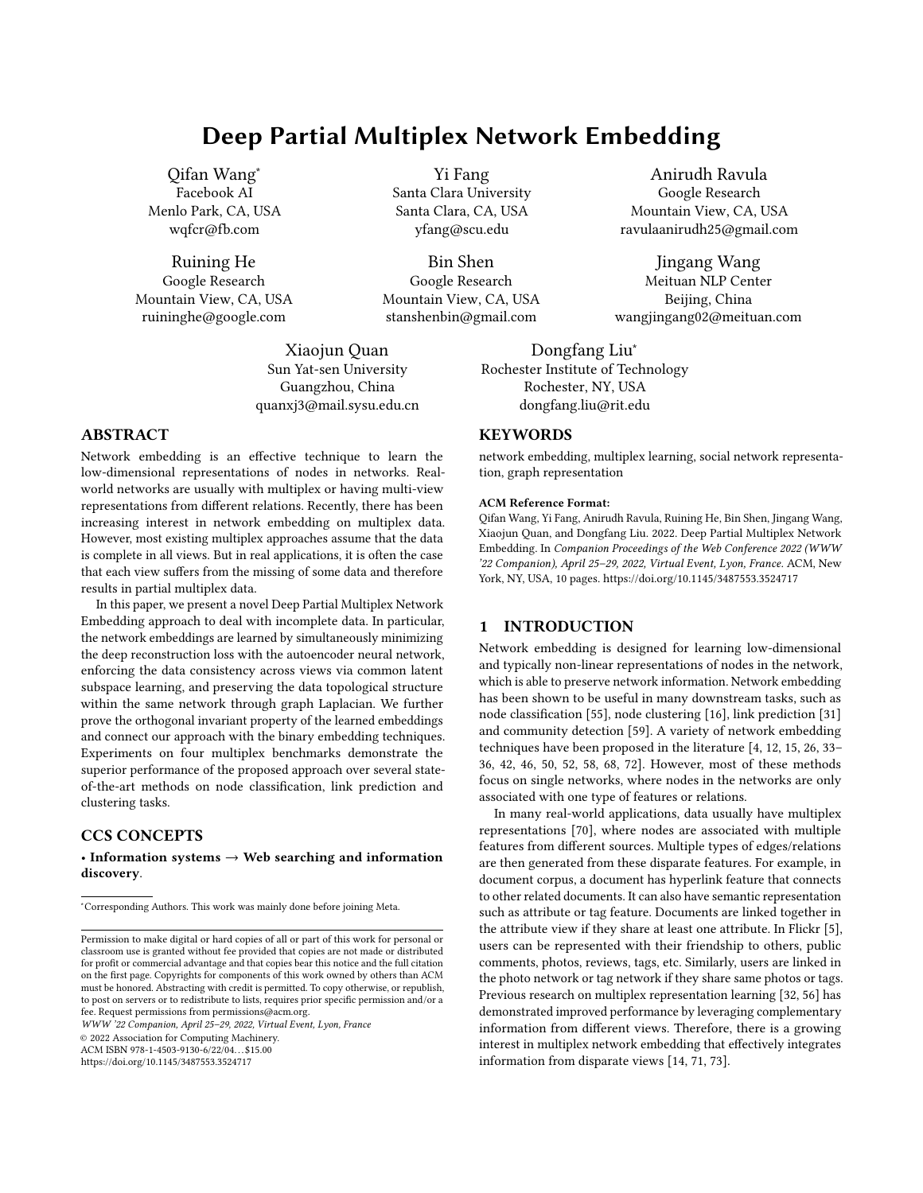# Deep Partial Multiplex Network Embedding

Qifan Wang*
Facebook AI
Menlo Park, CA, USA
wqfcr@fb.com

Yi Fang
Santa Clara University
Santa Clara, CA, USA
yfang@scu.edu

Anirudh Ravula
Google Research
Mountain View, CA, USA
ravulaanirudh25@gmail.com

Ruining He
Google Research
Mountain View, CA, USA
ruininghe@google.com

Bin Shen
Google Research
Mountain View, CA, USA
stanshenbin@gmail.com

Jingang Wang
Meituan NLP Center
Beijing, China
wangjingang02@meituan.com

Xiaojun Quan
Sun Yat-sen University
Guangzhou, China
quanxj3@mail.sysu.edu.cn

Dongfang Liu*
Rochester Institute of Technology
Rochester, NY, USA
dongfang.liu@rit.edu

## ABSTRACT

Network embedding is an effective technique to learn the low-dimensional representations of nodes in networks. Real-world networks are usually with multiplex or having multi-view representations from different relations. Recently, there has been increasing interest in network embedding on multiplex data. However, most existing multiplex approaches assume that the data is complete in all views. But in real applications, it is often the case that each view suffers from the missing of some data and therefore results in partial multiplex data.

In this paper, we present a novel Deep Partial Multiplex Network Embedding approach to deal with incomplete data. In particular, the network embeddings are learned by simultaneously minimizing the deep reconstruction loss with the autoencoder neural network, enforcing the data consistency across views via common latent subspace learning, and preserving the data topological structure within the same network through graph Laplacian. We further prove the orthogonal invariant property of the learned embeddings and connect our approach with the binary embedding techniques. Experiments on four multiplex benchmarks demonstrate the superior performance of the proposed approach over several state-of-the-art methods on node classification, link prediction and clustering tasks.

## CCS CONCEPTS

• **Information systems → Web searching and information discovery**.

*Corresponding Authors. This work was mainly done before joining Meta.

Permission to make digital or hard copies of all or part of this work for personal or classroom use is granted without fee provided that copies are not made or distributed for profit or commercial advantage and that copies bear this notice and the full citation on the first page. Copyrights for components of this work owned by others than ACM must be honored. Abstracting with credit is permitted. To copy otherwise, or republish, to post on servers or to redistribute to lists, requires prior specific permission and/or a fee. Request permissions from permissions@acm.org.
*WWW '22 Companion, April 25–29, 2022, Virtual Event, Lyon, France*
© 2022 Association for Computing Machinery.
ACM ISBN 978-1-4503-9130-6/22/04…$15.00
https://doi.org/10.1145/3487553.3524717

## KEYWORDS

network embedding, multiplex learning, social network representation, graph representation

**ACM Reference Format:**
Qifan Wang, Yi Fang, Anirudh Ravula, Ruining He, Bin Shen, Jingang Wang, Xiaojun Quan, and Dongfang Liu. 2022. Deep Partial Multiplex Network Embedding. In *Companion Proceedings of the Web Conference 2022 (WWW '22 Companion), April 25–29, 2022, Virtual Event, Lyon, France.* ACM, New York, NY, USA, 10 pages. https://doi.org/10.1145/3487553.3524717

## 1 INTRODUCTION

Network embedding is designed for learning low-dimensional and typically non-linear representations of nodes in the network, which is able to preserve network information. Network embedding has been shown to be useful in many downstream tasks, such as node classification [55], node clustering [16], link prediction [31] and community detection [59]. A variety of network embedding techniques have been proposed in the literature [4, 12, 15, 26, 33–36, 42, 46, 50, 52, 58, 68, 72]. However, most of these methods focus on single networks, where nodes in the networks are only associated with one type of features or relations.

In many real-world applications, data usually have multiplex representations [70], where nodes are associated with multiple features from different sources. Multiple types of edges/relations are then generated from these disparate features. For example, in document corpus, a document has hyperlink feature that connects to other related documents. It can also have semantic representation such as attribute or tag feature. Documents are linked together in the attribute view if they share at least one attribute. In Flickr [5], users can be represented with their friendship to others, public comments, photos, reviews, tags, etc. Similarly, users are linked in the photo network or tag network if they share same photos or tags. Previous research on multiplex representation learning [32, 56] has demonstrated improved performance by leveraging complementary information from different views. Therefore, there is a growing interest in multiplex network embedding that effectively integrates information from disparate views [14, 71, 73].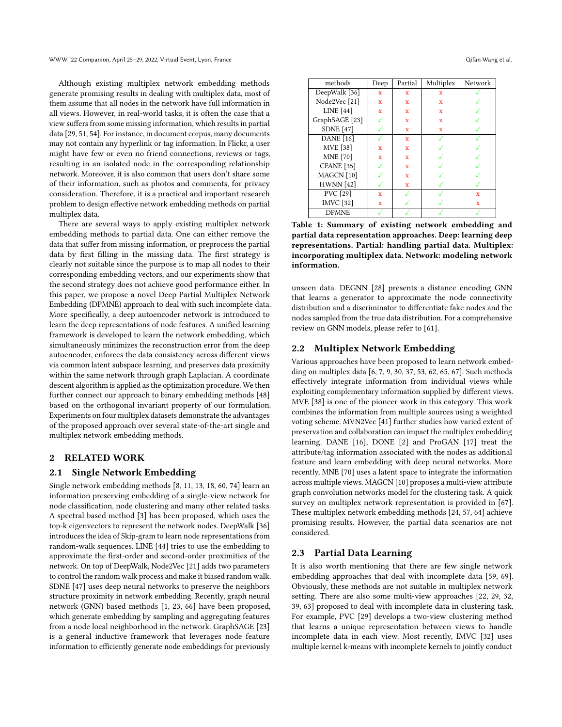Although existing multiplex network embedding methods generate promising results in dealing with multiplex data, most of them assume that all nodes in the network have full information in all views. However, in real-world tasks, it is often the case that a view suffers from some missing information, which results in partial data [29, 51, 54]. For instance, in document corpus, many documents may not contain any hyperlink or tag information. In Flickr, a user might have few or even no friend connections, reviews or tags, resulting in an isolated node in the corresponding relationship network. Moreover, it is also common that users don't share some of their information, such as photos and comments, for privacy consideration. Therefore, it is a practical and important research problem to design effective network embedding methods on partial multiplex data.

There are several ways to apply existing multiplex network embedding methods to partial data. One can either remove the data that suffer from missing information, or preprocess the partial data by first filling in the missing data. The first strategy is clearly not suitable since the purpose is to map all nodes to their corresponding embedding vectors, and our experiments show that the second strategy does not achieve good performance either. In this paper, we propose a novel Deep Partial Multiplex Network Embedding (DPMNE) approach to deal with such incomplete data. More specifically, a deep autoencoder network is introduced to learn the deep representations of node features. A unified learning framework is developed to learn the network embedding, which simultaneously minimizes the reconstruction error from the deep autoencoder, enforces the data consistency across different views via common latent subspace learning, and preserves data proximity within the same network through graph Laplacian. A coordinate descent algorithm is applied as the optimization procedure. We then further connect our approach to binary embedding methods [48] based on the orthogonal invariant property of our formulation. Experiments on four multiplex datasets demonstrate the advantages of the proposed approach over several state-of-the-art single and multiplex network embedding methods.

| methods | Deep | Partial | Multiplex | Network |
|---|---|---|---|---|
| DeepWalk [36] | x | x | x | ✓ |
| Node2Vec [21] | x | x | x | ✓ |
| LINE [44] | x | x | x | ✓ |
| GraphSAGE [23] | ✓ | x | x | ✓ |
| SDNE [47] | ✓ | x | x | ✓ |
| DANE [16] | ✓ | x | ✓ | ✓ |
| MVE [38] | x | x | ✓ | ✓ |
| MNE [70] | x | x | ✓ | ✓ |
| CFANE [35] | ✓ | x | ✓ | ✓ |
| MAGCN [10] | ✓ | x | ✓ | ✓ |
| HWNN [42] | ✓ | x | ✓ | ✓ |
| PVC [29] | x | ✓ | ✓ | x |
| IMVC [32] | x | ✓ | ✓ | x |
| DPMNE | ✓ | ✓ | ✓ | ✓ |

**Table 1: Summary of existing network embedding and partial data representation approaches. Deep: learning deep representations. Partial: handling partial data. Multiplex: incorporating multiplex data. Network: modeling network information.**

## 2 RELATED WORK

### 2.1 Single Network Embedding

Single network embedding methods [8, 11, 13, 18, 60, 74] learn an information preserving embedding of a single-view network for node classification, node clustering and many other related tasks. A spectral based method [3] has been proposed, which uses the top-k eigenvectors to represent the network nodes. DeepWalk [36] introduces the idea of Skip-gram to learn node representations from random-walk sequences. LINE [44] tries to use the embedding to approximate the first-order and second-order proximities of the network. On top of DeepWalk, Node2Vec [21] adds two parameters to control the random walk process and make it biased random walk. SDNE [47] uses deep neural networks to preserve the neighbors structure proximity in network embedding. Recently, graph neural network (GNN) based methods [1, 23, 66] have been proposed, which generate embedding by sampling and aggregating features from a node local neighborhood in the network. GraphSAGE [23] is a general inductive framework that leverages node feature information to efficiently generate node embeddings for previously unseen data. DEGNN [28] presents a distance encoding GNN that learns a generator to approximate the node connectivity distribution and a discriminator to differentiate fake nodes and the nodes sampled from the true data distribution. For a comprehensive review on GNN models, please refer to [61].

### 2.2 Multiplex Network Embedding

Various approaches have been proposed to learn network embedding on multiplex data [6, 7, 9, 30, 37, 53, 62, 65, 67]. Such methods effectively integrate information from individual views while exploiting complementary information supplied by different views. MVE [38] is one of the pioneer work in this category. This work combines the information from multiple sources using a weighted voting scheme. MVN2Vec [41] further studies how varied extent of preservation and collaboration can impact the multiplex embedding learning. DANE [16], DONE [2] and ProGAN [17] treat the attribute/tag information associated with the nodes as additional feature and learn embedding with deep neural networks. More recently, MNE [70] uses a latent space to integrate the information across multiple views. MAGCN [10] proposes a multi-view attribute graph convolution networks model for the clustering task. A quick survey on multiplex network representation is provided in [67]. These multiplex network embedding methods [24, 57, 64] achieve promising results. However, the partial data scenarios are not considered.

### 2.3 Partial Data Learning

It is also worth mentioning that there are few single network embedding approaches that deal with incomplete data [59, 69]. Obviously, these methods are not suitable in multiplex network setting. There are also some multi-view approaches [22, 29, 32, 39, 63] proposed to deal with incomplete data in clustering task. For example, PVC [29] develops a two-view clustering method that learns a unique representation between views to handle incomplete data in each view. Most recently, IMVC [32] uses multiple kernel k-means with incomplete kernels to jointly conduct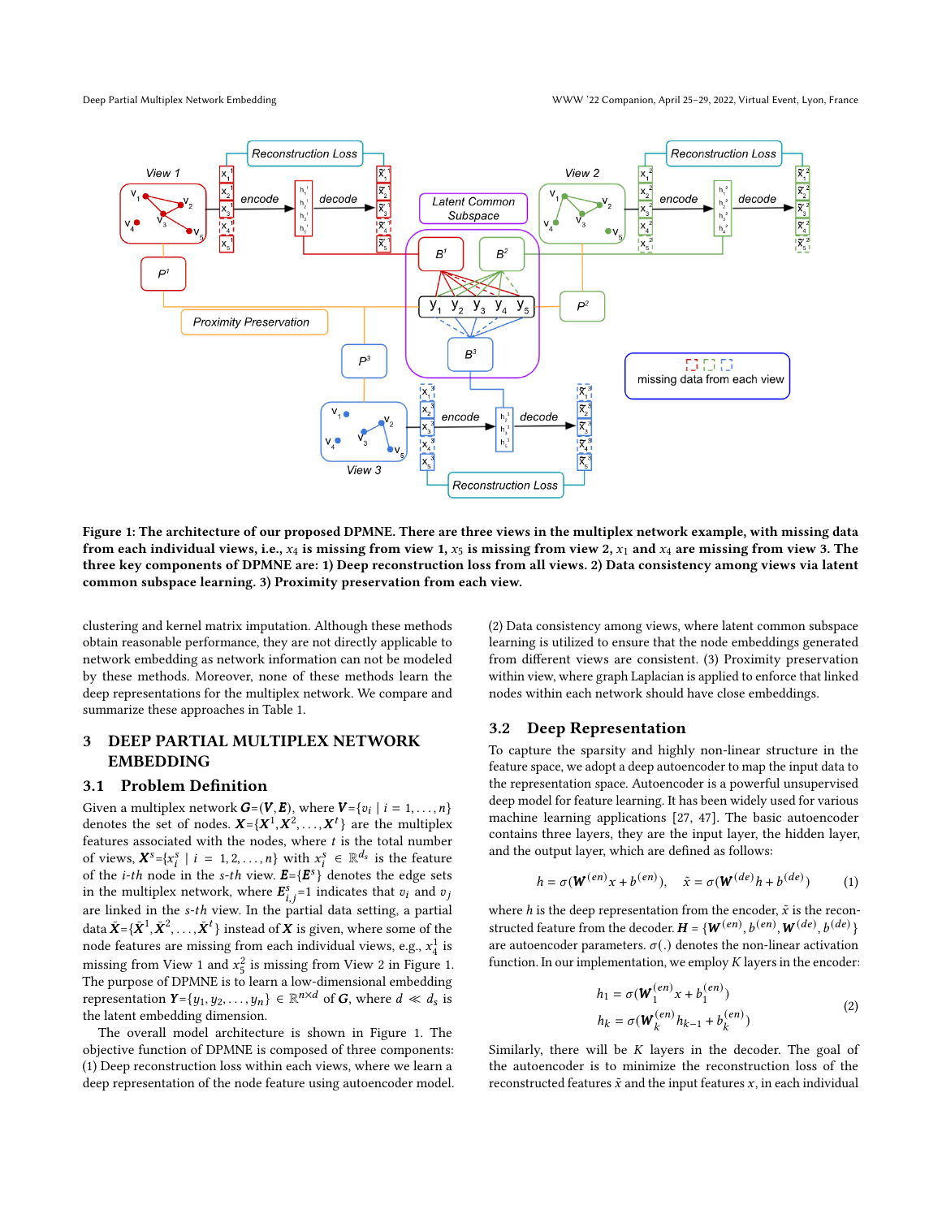Figure 1: The architecture of our proposed DPMNE. There are three views in the multiplex network example, with missing data from each individual views, i.e., $x_4$ is missing from view 1, $x_5$ is missing from view 2, $x_1$ and $x_4$ are missing from view 3. The three key components of DPMNE are: 1) Deep reconstruction loss from all views. 2) Data consistency among views via latent common subspace learning. 3) Proximity preservation from each view.

clustering and kernel matrix imputation. Although these methods obtain reasonable performance, they are not directly applicable to network embedding as network information can not be modeled by these methods. Moreover, none of these methods learn the deep representations for the multiplex network. We compare and summarize these approaches in Table 1.

## 3 DEEP PARTIAL MULTIPLEX NETWORK EMBEDDING

### 3.1 Problem Definition

Given a multiplex network $\boldsymbol{G}$=($\boldsymbol{V}$, $\boldsymbol{E}$), where $\boldsymbol{V}$={$v_i \mid i = 1, \ldots, n$} denotes the set of nodes. $\boldsymbol{X}$={$\boldsymbol{X}^1, \boldsymbol{X}^2, \ldots, \boldsymbol{X}^t$} are the multiplex features associated with the nodes, where $t$ is the total number of views, $\boldsymbol{X}^s$={$x_i^s \mid i = 1, 2, \ldots, n$} with $x_i^s \in \mathbb{R}^{d_s}$ is the feature of the $i$-$th$ node in the $s$-$th$ view. $\boldsymbol{E}$={$\boldsymbol{E}^s$} denotes the edge sets in the multiplex network, where $\boldsymbol{E}_{i,j}^s$=1 indicates that $v_i$ and $v_j$ are linked in the $s$-$th$ view. In the partial data setting, a partial data $\bar{\boldsymbol{X}}$={$\bar{\boldsymbol{X}}^1, \bar{\boldsymbol{X}}^2, \ldots, \bar{\boldsymbol{X}}^t$} instead of $\boldsymbol{X}$ is given, where some of the node features are missing from each individual views, e.g., $x_4^1$ is missing from View 1 and $x_5^2$ is missing from View 2 in Figure 1. The purpose of DPMNE is to learn a low-dimensional embedding representation $\boldsymbol{Y}$={$y_1, y_2, \ldots, y_n$} $\in \mathbb{R}^{n \times d}$ of $\boldsymbol{G}$, where $d \ll d_s$ is the latent embedding dimension.

The overall model architecture is shown in Figure 1. The objective function of DPMNE is composed of three components: (1) Deep reconstruction loss within each views, where we learn a deep representation of the node feature using autoencoder model. (2) Data consistency among views, where latent common subspace learning is utilized to ensure that the node embeddings generated from different views are consistent. (3) Proximity preservation within view, where graph Laplacian is applied to enforce that linked nodes within each network should have close embeddings.

### 3.2 Deep Representation

To capture the sparsity and highly non-linear structure in the feature space, we adopt a deep autoencoder to map the input data to the representation space. Autoencoder is a powerful unsupervised deep model for feature learning. It has been widely used for various machine learning applications [27, 47]. The basic autoencoder contains three layers, they are the input layer, the hidden layer, and the output layer, which are defined as follows:

$$h = \sigma(\boldsymbol{W}^{(en)} x + b^{(en)}), \quad \tilde{x} = \sigma(\boldsymbol{W}^{(de)} h + b^{(de)}) \tag{1}$$

where $h$ is the deep representation from the encoder, $\tilde{x}$ is the reconstructed feature from the decoder. $\boldsymbol{H} = \{\boldsymbol{W}^{(en)}, b^{(en)}, \boldsymbol{W}^{(de)}, b^{(de)}\}$ are autoencoder parameters. $\sigma(.)$ denotes the non-linear activation function. In our implementation, we employ $K$ layers in the encoder:

$$\begin{aligned} h_1 &= \sigma(\boldsymbol{W}_1^{(en)} x + b_1^{(en)}) \\ h_k &= \sigma(\boldsymbol{W}_k^{(en)} h_{k-1} + b_k^{(en)}) \end{aligned} \tag{2}$$

Similarly, there will be $K$ layers in the decoder. The goal of the autoencoder is to minimize the reconstruction loss of the reconstructed features $\tilde{x}$ and the input features $x$, in each individual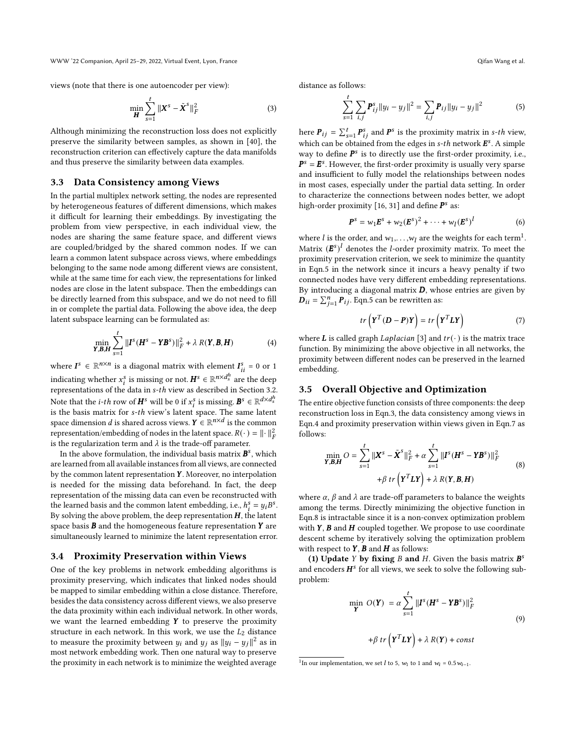views (note that there is one autoencoder per view):

$$\min_{\boldsymbol{H}} \sum_{s=1}^{t} \|\boldsymbol{X}^s - \tilde{\boldsymbol{X}}^s\|_F^2 \tag{3}$$

Although minimizing the reconstruction loss does not explicitly preserve the similarity between samples, as shown in [40], the reconstruction criterion can effectively capture the data manifolds and thus preserve the similarity between data examples.

### 3.3 Data Consistency among Views

In the partial multiplex network setting, the nodes are represented by heterogeneous features of different dimensions, which makes it difficult for learning their embeddings. By investigating the problem from view perspective, in each individual view, the nodes are sharing the same feature space, and different views are coupled/bridged by the shared common nodes. If we can learn a common latent subspace across views, where embeddings belonging to the same node among different views are consistent, while at the same time for each view, the representations for linked nodes are close in the latent subspace. Then the embeddings can be directly learned from this subspace, and we do not need to fill in or complete the partial data. Following the above idea, the deep latent subspace learning can be formulated as:

$$\min_{\boldsymbol{Y},\boldsymbol{B},\boldsymbol{H}} \sum_{s=1}^{t} \|\boldsymbol{I}^s(\boldsymbol{H}^s - \boldsymbol{Y}\boldsymbol{B}^s)\|_F^2 + \lambda\, R(\boldsymbol{Y},\boldsymbol{B},\boldsymbol{H}) \tag{4}$$

where $\boldsymbol{I}^s \in \mathbb{R}^{n\times n}$ is a diagonal matrix with element $\boldsymbol{I}^s_{ii} = 0$ or 1 indicating whether $x^s_i$ is missing or not. $\boldsymbol{H}^s \in \mathbb{R}^{n\times d^h_s}$ are the deep representations of the data in $s$-$th$ view as described in Section 3.2. Note that the $i$-$th$ row of $\boldsymbol{H}^s$ will be 0 if $x^s_i$ is missing. $\boldsymbol{B}^s \in \mathbb{R}^{d\times d^h_s}$ is the basis matrix for $s$-$th$ view's latent space. The same latent space dimension $d$ is shared across views. $\boldsymbol{Y} \in \mathbb{R}^{n\times d}$ is the common representation/embedding of nodes in the latent space. $R(\cdot) = \|\cdot\|_F^2$ is the regularization term and $\lambda$ is the trade-off parameter.

In the above formulation, the individual basis matrix $\boldsymbol{B}^s$, which are learned from all available instances from all views, are connected by the common latent representation $\boldsymbol{Y}$. Moreover, no interpolation is needed for the missing data beforehand. In fact, the deep representation of the missing data can even be reconstructed with the learned basis and the common latent embedding, i.e., $h^s_i = y_i B^s$. By solving the above problem, the deep representation $\boldsymbol{H}$, the latent space basis $\boldsymbol{B}$ and the homogeneous feature representation $\boldsymbol{Y}$ are simultaneously learned to minimize the latent representation error.

### 3.4 Proximity Preservation within Views

One of the key problems in network embedding algorithms is proximity preserving, which indicates that linked nodes should be mapped to similar embedding within a close distance. Therefore, besides the data consistency across different views, we also preserve the data proximity within each individual network. In other words, we want the learned embedding $\boldsymbol{Y}$ to preserve the proximity structure in each network. In this work, we use the $L_2$ distance to measure the proximity between $y_i$ and $y_j$ as $\|y_i - y_j\|^2$ as in most network embedding work. Then one natural way to preserve the proximity in each network is to minimize the weighted average distance as follows:

$$\sum_{s=1}^{t}\sum_{i,j} \boldsymbol{P}^s_{ij}\|y_i - y_j\|^2 = \sum_{i,j} \boldsymbol{P}_{ij}\|y_i - y_j\|^2 \tag{5}$$

here $\boldsymbol{P}_{ij} = \sum_{s=1}^{t} \boldsymbol{P}^s_{ij}$ and $\boldsymbol{P}^s$ is the proximity matrix in $s$-$th$ view, which can be obtained from the edges in $s$-$th$ network $\boldsymbol{E}^s$. A simple way to define $\boldsymbol{P}^s$ is to directly use the first-order proximity, i.e., $\boldsymbol{P}^s = \boldsymbol{E}^s$. However, the first-order proximity is usually very sparse and insufficient to fully model the relationships between nodes in most cases, especially under the partial data setting. In order to characterize the connections between nodes better, we adopt high-order proximity [16, 31] and define $\boldsymbol{P}^s$ as:

$$\boldsymbol{P}^s = w_1\boldsymbol{E}^s + w_2(\boldsymbol{E}^s)^2 + \cdots + w_l(\boldsymbol{E}^s)^l \tag{6}$$

where $l$ is the order, and $w_1,\ldots,w_l$ are the weights for each term[1]. Matrix $(\boldsymbol{E}^s)^l$ denotes the $l$-order proximity matrix. To meet the proximity preservation criterion, we seek to minimize the quantity in Eqn.5 in the network since it incurs a heavy penalty if two connected nodes have very different embedding representations. By introducing a diagonal matrix $\boldsymbol{D}$, whose entries are given by $\boldsymbol{D}_{ii} = \sum_{j=1}^{n} \boldsymbol{P}_{ij}$. Eqn.5 can be rewritten as:

$$tr\left(\boldsymbol{Y}^T(\boldsymbol{D}-\boldsymbol{P})\boldsymbol{Y}\right) = tr\left(\boldsymbol{Y}^T\boldsymbol{L}\boldsymbol{Y}\right) \tag{7}$$

where $\boldsymbol{L}$ is called graph *Laplacian* [3] and $tr(\cdot)$ is the matrix trace function. By minimizing the above objective in all networks, the proximity between different nodes can be preserved in the learned embedding.

### 3.5 Overall Objective and Optimization

The entire objective function consists of three components: the deep reconstruction loss in Eqn.3, the data consistency among views in Eqn.4 and proximity preservation within views given in Eqn.7 as follows:

$$\begin{aligned}\min_{\boldsymbol{Y},\boldsymbol{B},\boldsymbol{H}} O = \sum_{s=1}^{t} \|\boldsymbol{X}^s - \tilde{\boldsymbol{X}}^s\|_F^2 + \alpha \sum_{s=1}^{t} \|\boldsymbol{I}^s(\boldsymbol{H}^s - \boldsymbol{Y}\boldsymbol{B}^s)\|_F^2 \\ +\beta\, tr\left(\boldsymbol{Y}^T\boldsymbol{L}\boldsymbol{Y}\right) + \lambda\, R(\boldsymbol{Y},\boldsymbol{B},\boldsymbol{H})\end{aligned} \tag{8}$$

where $\alpha$, $\beta$ and $\lambda$ are trade-off parameters to balance the weights among the terms. Directly minimizing the objective function in Eqn.8 is intractable since it is a non-convex optimization problem with $\boldsymbol{Y}$, $\boldsymbol{B}$ and $\boldsymbol{H}$ coupled together. We propose to use coordinate descent scheme by iteratively solving the optimization problem with respect to $\boldsymbol{Y}$, $\boldsymbol{B}$ and $\boldsymbol{H}$ as follows:

**(1) Update** $Y$ **by fixing** $B$ **and** $H$. Given the basis matrix $\boldsymbol{B}^s$ and encoders $\boldsymbol{H}^s$ for all views, we seek to solve the following sub-problem:

$$\begin{aligned}\min_{\boldsymbol{Y}}\ O(\boldsymbol{Y})\ = \alpha \sum_{s=1}^{t} \|\boldsymbol{I}^s(\boldsymbol{H}^s - \boldsymbol{Y}\boldsymbol{B}^s)\|_F^2 \\ +\beta\, tr\left(\boldsymbol{Y}^T\boldsymbol{L}\boldsymbol{Y}\right) + \lambda\, R(\boldsymbol{Y}) + const\end{aligned} \tag{9}$$

[1] In our implementation, we set $l$ to 5, $w_1$ to 1 and $w_i = 0.5\,w_{i-1}$.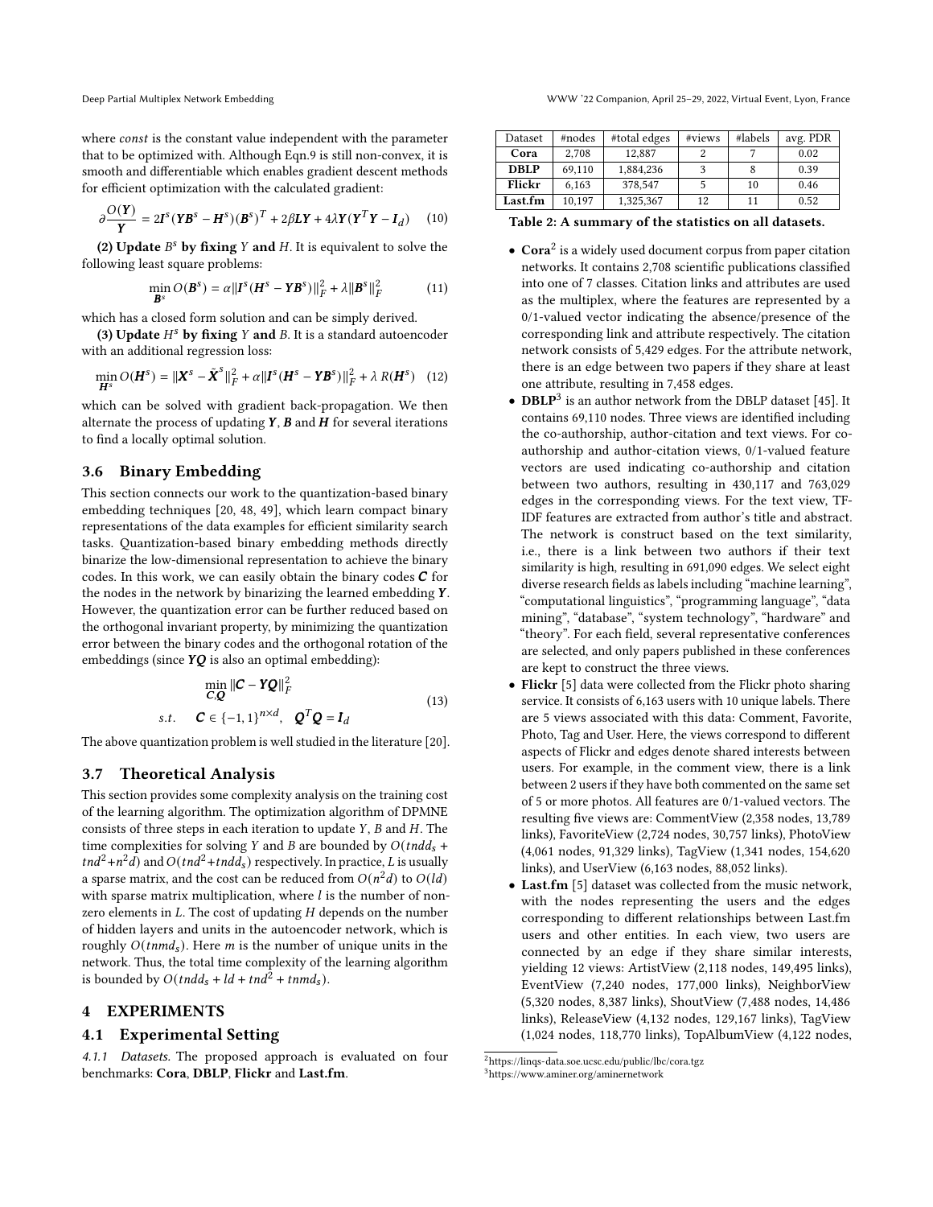where *const* is the constant value independent with the parameter that to be optimized with. Although Eqn.9 is still non-convex, it is smooth and differentiable which enables gradient descent methods for efficient optimization with the calculated gradient:

$$\partial \frac{O(\boldsymbol{Y})}{\boldsymbol{Y}} = 2\boldsymbol{I}^s(\boldsymbol{Y}\boldsymbol{B}^s - \boldsymbol{H}^s)(\boldsymbol{B}^s)^T + 2\beta \boldsymbol{L}\boldsymbol{Y} + 4\lambda \boldsymbol{Y}(\boldsymbol{Y}^T\boldsymbol{Y} - \boldsymbol{I}_d) \quad (10)$$

**(2) Update $B^s$ by fixing $Y$ and $H$.** It is equivalent to solve the following least square problems:

$$\min_{\boldsymbol{B}^s} O(\boldsymbol{B}^s) = \alpha \|\boldsymbol{I}^s(\boldsymbol{H}^s - \boldsymbol{Y}\boldsymbol{B}^s)\|_F^2 + \lambda \|\boldsymbol{B}^s\|_F^2 \quad (11)$$

which has a closed form solution and can be simply derived.

**(3) Update $H^s$ by fixing $Y$ and $B$.** It is a standard autoencoder with an additional regression loss:

$$\min_{\boldsymbol{H}^s} O(\boldsymbol{H}^s) = \|\boldsymbol{X}^s - \tilde{\boldsymbol{X}}^s\|_F^2 + \alpha \|\boldsymbol{I}^s(\boldsymbol{H}^s - \boldsymbol{Y}\boldsymbol{B}^s)\|_F^2 + \lambda\, R(\boldsymbol{H}^s) \quad (12)$$

which can be solved with gradient back-propagation. We then alternate the process of updating $\boldsymbol{Y}$, $\boldsymbol{B}$ and $\boldsymbol{H}$ for several iterations to find a locally optimal solution.

### 3.6 Binary Embedding

This section connects our work to the quantization-based binary embedding techniques [20, 48, 49], which learn compact binary representations of the data examples for efficient similarity search tasks. Quantization-based binary embedding methods directly binarize the low-dimensional representation to achieve the binary codes. In this work, we can easily obtain the binary codes $\boldsymbol{C}$ for the nodes in the network by binarizing the learned embedding $\boldsymbol{Y}$. However, the quantization error can be further reduced based on the orthogonal invariant property, by minimizing the quantization error between the binary codes and the orthogonal rotation of the embeddings (since $\boldsymbol{YQ}$ is also an optimal embedding):

$$\begin{aligned} &\min_{\boldsymbol{C},\boldsymbol{Q}} \|\boldsymbol{C} - \boldsymbol{Y}\boldsymbol{Q}\|_F^2 \\ &s.t. \quad \boldsymbol{C} \in \{-1, 1\}^{n \times d}, \quad \boldsymbol{Q}^T\boldsymbol{Q} = \boldsymbol{I}_d \end{aligned} \quad (13)$$

The above quantization problem is well studied in the literature [20].

### 3.7 Theoretical Analysis

This section provides some complexity analysis on the training cost of the learning algorithm. The optimization algorithm of DPMNE consists of three steps in each iteration to update $Y$, $B$ and $H$. The time complexities for solving $Y$ and $B$ are bounded by $O(tndd_s + tnd^2 + n^2d)$ and $O(tnd^2 + tndd_s)$ respectively. In practice, $L$ is usually a sparse matrix, and the cost can be reduced from $O(n^2d)$ to $O(ld)$ with sparse matrix multiplication, where $l$ is the number of non-zero elements in $L$. The cost of updating $H$ depends on the number of hidden layers and units in the autoencoder network, which is roughly $O(tnmd_s)$. Here $m$ is the number of unique units in the network. Thus, the total time complexity of the learning algorithm is bounded by $O(tndd_s + ld + tnd^2 + tnmd_s)$.

## 4 EXPERIMENTS

### 4.1 Experimental Setting

*4.1.1 Datasets.* The proposed approach is evaluated on four benchmarks: **Cora**, **DBLP**, **Flickr** and **Last.fm**.

| Dataset | #nodes | #total edges | #views | #labels | avg. PDR |
|---|---|---|---|---|---|
| **Cora** | 2,708 | 12,887 | 2 | 7 | 0.02 |
| **DBLP** | 69,110 | 1,884,236 | 3 | 8 | 0.39 |
| **Flickr** | 6,163 | 378,547 | 5 | 10 | 0.46 |
| **Last.fm** | 10,197 | 1,325,367 | 12 | 11 | 0.52 |

**Table 2: A summary of the statistics on all datasets.**

- **Cora**[2] is a widely used document corpus from paper citation networks. It contains 2,708 scientific publications classified into one of 7 classes. Citation links and attributes are used as the multiplex, where the features are represented by a 0/1-valued vector indicating the absence/presence of the corresponding link and attribute respectively. The citation network consists of 5,429 edges. For the attribute network, there is an edge between two papers if they share at least one attribute, resulting in 7,458 edges.
- **DBLP**[3] is an author network from the DBLP dataset [45]. It contains 69,110 nodes. Three views are identified including the co-authorship, author-citation and text views. For co-authorship and author-citation views, 0/1-valued feature vectors are used indicating co-authorship and citation between two authors, resulting in 430,117 and 763,029 edges in the corresponding views. For the text view, TF-IDF features are extracted from author's title and abstract. The network is construct based on the text similarity, i.e., there is a link between two authors if their text similarity is high, resulting in 691,090 edges. We select eight diverse research fields as labels including "machine learning", "computational linguistics", "programming language", "data mining", "database", "system technology", "hardware" and "theory". For each field, several representative conferences are selected, and only papers published in these conferences are kept to construct the three views.
- **Flickr** [5] data were collected from the Flickr photo sharing service. It consists of 6,163 users with 10 unique labels. There are 5 views associated with this data: Comment, Favorite, Photo, Tag and User. Here, the views correspond to different aspects of Flickr and edges denote shared interests between users. For example, in the comment view, there is a link between 2 users if they have both commented on the same set of 5 or more photos. All features are 0/1-valued vectors. The resulting five views are: CommentView (2,358 nodes, 13,789 links), FavoriteView (2,724 nodes, 30,757 links), PhotoView (4,061 nodes, 91,329 links), TagView (1,341 nodes, 154,620 links), and UserView (6,163 nodes, 88,052 links).
- **Last.fm** [5] dataset was collected from the music network, with the nodes representing the users and the edges corresponding to different relationships between Last.fm users and other entities. In each view, two users are connected by an edge if they share similar interests, yielding 12 views: ArtistView (2,118 nodes, 149,495 links), EventView (7,240 nodes, 177,000 links), NeighborView (5,320 nodes, 8,387 links), ShoutView (7,488 nodes, 14,486 links), ReleaseView (4,132 nodes, 129,167 links), TagView (1,024 nodes, 118,770 links), TopAlbumView (4,122 nodes,

[2] https://linqs-data.soe.ucsc.edu/public/lbc/cora.tgz

[3] https://www.aminer.org/aminernetwork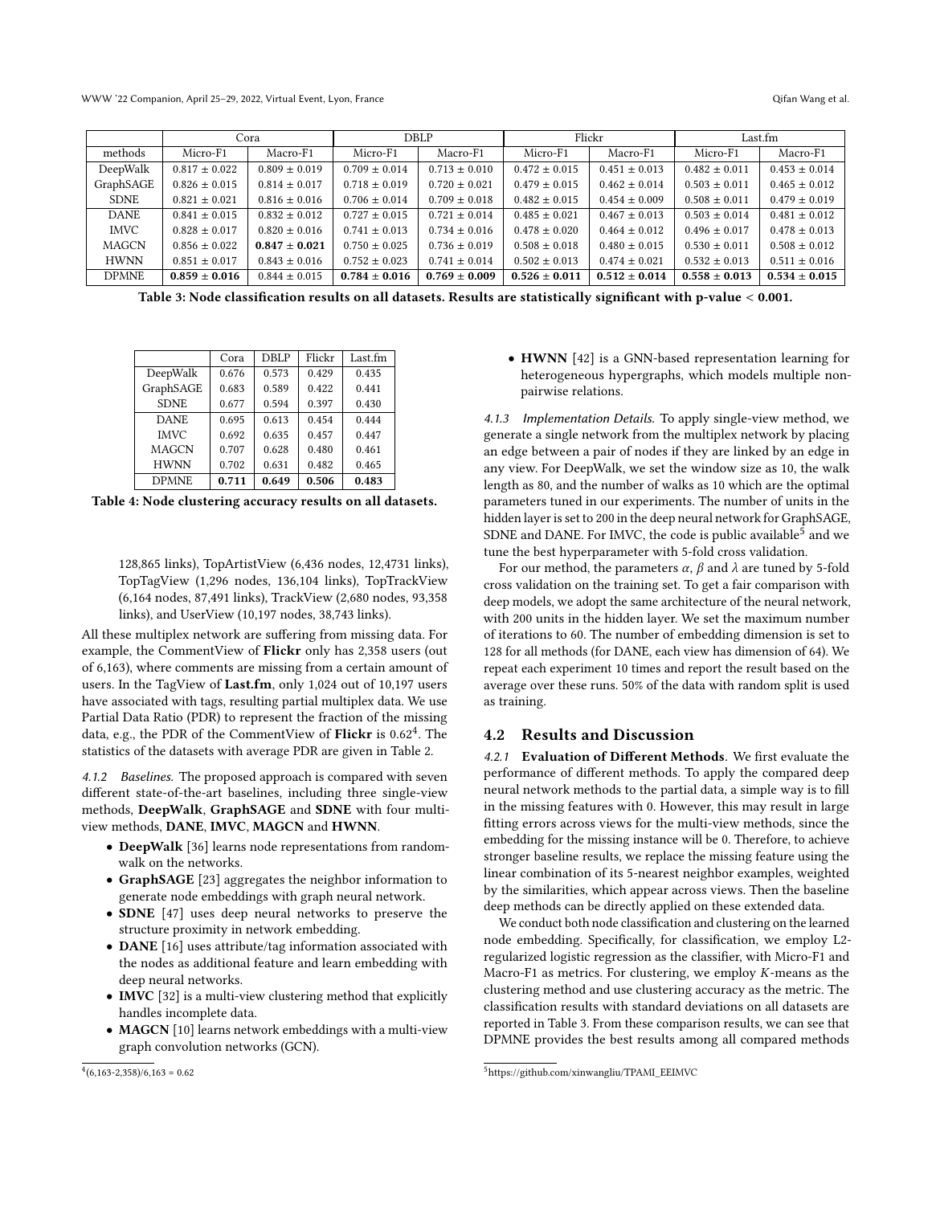| | Cora | | DBLP | | Flickr | | Last.fm | |
|---|---|---|---|---|---|---|---|---|
| methods | Micro-F1 | Macro-F1 | Micro-F1 | Macro-F1 | Micro-F1 | Macro-F1 | Micro-F1 | Macro-F1 |
| DeepWalk | 0.817 ± 0.022 | 0.809 ± 0.019 | 0.709 ± 0.014 | 0.713 ± 0.010 | 0.472 ± 0.015 | 0.451 ± 0.013 | 0.482 ± 0.011 | 0.453 ± 0.014 |
| GraphSAGE | 0.826 ± 0.015 | 0.814 ± 0.017 | 0.718 ± 0.019 | 0.720 ± 0.021 | 0.479 ± 0.015 | 0.462 ± 0.014 | 0.503 ± 0.011 | 0.465 ± 0.012 |
| SDNE | 0.821 ± 0.021 | 0.816 ± 0.016 | 0.706 ± 0.014 | 0.709 ± 0.018 | 0.482 ± 0.015 | 0.454 ± 0.009 | 0.508 ± 0.011 | 0.479 ± 0.019 |
| DANE | 0.841 ± 0.015 | 0.832 ± 0.012 | 0.727 ± 0.015 | 0.721 ± 0.014 | 0.485 ± 0.021 | 0.467 ± 0.013 | 0.503 ± 0.014 | 0.481 ± 0.012 |
| IMVC | 0.828 ± 0.017 | 0.820 ± 0.016 | 0.741 ± 0.013 | 0.734 ± 0.016 | 0.478 ± 0.020 | 0.464 ± 0.012 | 0.496 ± 0.017 | 0.478 ± 0.013 |
| MAGCN | 0.856 ± 0.022 | **0.847 ± 0.021** | 0.750 ± 0.025 | 0.736 ± 0.019 | 0.508 ± 0.018 | 0.480 ± 0.015 | 0.530 ± 0.011 | 0.508 ± 0.012 |
| HWNN | 0.851 ± 0.017 | 0.843 ± 0.016 | 0.752 ± 0.023 | 0.741 ± 0.014 | 0.502 ± 0.013 | 0.474 ± 0.021 | 0.532 ± 0.013 | 0.511 ± 0.016 |
| DPMNE | **0.859 ± 0.016** | 0.844 ± 0.015 | **0.784 ± 0.016** | **0.769 ± 0.009** | **0.526 ± 0.011** | **0.512 ± 0.014** | **0.558 ± 0.013** | **0.534 ± 0.015** |

**Table 3: Node classification results on all datasets. Results are statistically significant with p-value < 0.001.**

| | Cora | DBLP | Flickr | Last.fm |
|---|---|---|---|---|
| DeepWalk | 0.676 | 0.573 | 0.429 | 0.435 |
| GraphSAGE | 0.683 | 0.589 | 0.422 | 0.441 |
| SDNE | 0.677 | 0.594 | 0.397 | 0.430 |
| DANE | 0.695 | 0.613 | 0.454 | 0.444 |
| IMVC | 0.692 | 0.635 | 0.457 | 0.447 |
| MAGCN | 0.707 | 0.628 | 0.480 | 0.461 |
| HWNN | 0.702 | 0.631 | 0.482 | 0.465 |
| DPMNE | **0.711** | **0.649** | **0.506** | **0.483** |

**Table 4: Node clustering accuracy results on all datasets.**

128,865 links), TopArtistView (6,436 nodes, 12,4731 links), TopTagView (1,296 nodes, 136,104 links), TopTrackView (6,164 nodes, 87,491 links), TrackView (2,680 nodes, 93,358 links), and UserView (10,197 nodes, 38,743 links).

All these multiplex network are suffering from missing data. For example, the CommentView of **Flickr** only has 2,358 users (out of 6,163), where comments are missing from a certain amount of users. In the TagView of **Last.fm**, only 1,024 out of 10,197 users have associated with tags, resulting partial multiplex data. We use Partial Data Ratio (PDR) to represent the fraction of the missing data, e.g., the PDR of the CommentView of **Flickr** is 0.62[4]. The statistics of the datasets with average PDR are given in Table 2.

*4.1.2 Baselines.* The proposed approach is compared with seven different state-of-the-art baselines, including three single-view methods, **DeepWalk**, **GraphSAGE** and **SDNE** with four multi-view methods, **DANE**, **IMVC**, **MAGCN** and **HWNN**.

- **DeepWalk** [36] learns node representations from random-walk on the networks.
- **GraphSAGE** [23] aggregates the neighbor information to generate node embeddings with graph neural network.
- **SDNE** [47] uses deep neural networks to preserve the structure proximity in network embedding.
- **DANE** [16] uses attribute/tag information associated with the nodes as additional feature and learn embedding with deep neural networks.
- **IMVC** [32] is a multi-view clustering method that explicitly handles incomplete data.
- **MAGCN** [10] learns network embeddings with a multi-view graph convolution networks (GCN).
- **HWNN** [42] is a GNN-based representation learning for heterogeneous hypergraphs, which models multiple non-pairwise relations.

*4.1.3 Implementation Details.* To apply single-view method, we generate a single network from the multiplex network by placing an edge between a pair of nodes if they are linked by an edge in any view. For DeepWalk, we set the window size as 10, the walk length as 80, and the number of walks as 10 which are the optimal parameters tuned in our experiments. The number of units in the hidden layer is set to 200 in the deep neural network for GraphSAGE, SDNE and DANE. For IMVC, the code is public available[5] and we tune the best hyperparameter with 5-fold cross validation.

For our method, the parameters $\alpha$, $\beta$ and $\lambda$ are tuned by 5-fold cross validation on the training set. To get a fair comparison with deep models, we adopt the same architecture of the neural network, with 200 units in the hidden layer. We set the maximum number of iterations to 60. The number of embedding dimension is set to 128 for all methods (for DANE, each view has dimension of 64). We repeat each experiment 10 times and report the result based on the average over these runs. 50% of the data with random split is used as training.

## 4.2 Results and Discussion

*4.2.1* **Evaluation of Different Methods**. We first evaluate the performance of different methods. To apply the compared deep neural network methods to the partial data, a simple way is to fill in the missing features with 0. However, this may result in large fitting errors across views for the multi-view methods, since the embedding for the missing instance will be 0. Therefore, to achieve stronger baseline results, we replace the missing feature using the linear combination of its 5-nearest neighbor examples, weighted by the similarities, which appear across views. Then the baseline deep methods can be directly applied on these extended data.

We conduct both node classification and clustering on the learned node embedding. Specifically, for classification, we employ L2-regularized logistic regression as the classifier, with Micro-F1 and Macro-F1 as metrics. For clustering, we employ $K$-means as the clustering method and use clustering accuracy as the metric. The classification results with standard deviations on all datasets are reported in Table 3. From these comparison results, we can see that DPMNE provides the best results among all compared methods

[4] (6,163-2,358)/6,163 = 0.62

[5] https://github.com/xinwangliu/TPAMI_EEIMVC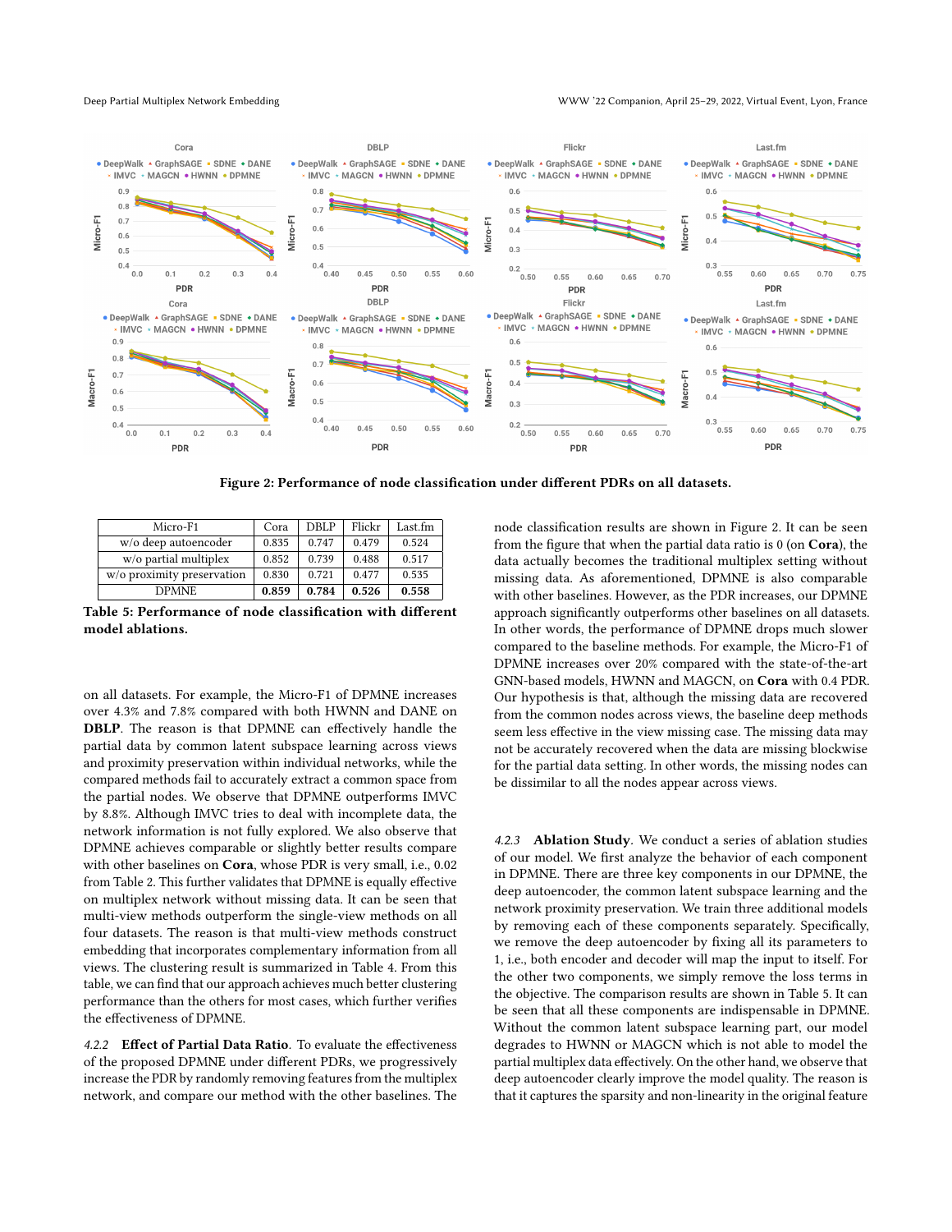Figure 2: Performance of node classification under different PDRs on all datasets.

| Micro-F1 | Cora | DBLP | Flickr | Last.fm |
|---|---|---|---|---|
| w/o deep autoencoder | 0.835 | 0.747 | 0.479 | 0.524 |
| w/o partial multiplex | 0.852 | 0.739 | 0.488 | 0.517 |
| w/o proximity preservation | 0.830 | 0.721 | 0.477 | 0.535 |
| DPMNE | **0.859** | **0.784** | **0.526** | **0.558** |

**Table 5: Performance of node classification with different model ablations.**

on all datasets. For example, the Micro-F1 of DPMNE increases over 4.3% and 7.8% compared with both HWNN and DANE on **DBLP**. The reason is that DPMNE can effectively handle the partial data by common latent subspace learning across views and proximity preservation within individual networks, while the compared methods fail to accurately extract a common space from the partial nodes. We observe that DPMNE outperforms IMVC by 8.8%. Although IMVC tries to deal with incomplete data, the network information is not fully explored. We also observe that DPMNE achieves comparable or slightly better results compare with other baselines on **Cora**, whose PDR is very small, i.e., 0.02 from Table 2. This further validates that DPMNE is equally effective on multiplex network without missing data. It can be seen that multi-view methods outperform the single-view methods on all four datasets. The reason is that multi-view methods construct embedding that incorporates complementary information from all views. The clustering result is summarized in Table 4. From this table, we can find that our approach achieves much better clustering performance than the others for most cases, which further verifies the effectiveness of DPMNE.

*4.2.2* **Effect of Partial Data Ratio**. To evaluate the effectiveness of the proposed DPMNE under different PDRs, we progressively increase the PDR by randomly removing features from the multiplex network, and compare our method with the other baselines. The node classification results are shown in Figure 2. It can be seen from the figure that when the partial data ratio is 0 (on **Cora**), the data actually becomes the traditional multiplex setting without missing data. As aforementioned, DPMNE is also comparable with other baselines. However, as the PDR increases, our DPMNE approach significantly outperforms other baselines on all datasets. In other words, the performance of DPMNE drops much slower compared to the baseline methods. For example, the Micro-F1 of DPMNE increases over 20% compared with the state-of-the-art GNN-based models, HWNN and MAGCN, on **Cora** with 0.4 PDR. Our hypothesis is that, although the missing data are recovered from the common nodes across views, the baseline deep methods seem less effective in the view missing case. The missing data may not be accurately recovered when the data are missing blockwise for the partial data setting. In other words, the missing nodes can be dissimilar to all the nodes appear across views.

*4.2.3* **Ablation Study**. We conduct a series of ablation studies of our model. We first analyze the behavior of each component in DPMNE. There are three key components in our DPMNE, the deep autoencoder, the common latent subspace learning and the network proximity preservation. We train three additional models by removing each of these components separately. Specifically, we remove the deep autoencoder by fixing all its parameters to 1, i.e., both encoder and decoder will map the input to itself. For the other two components, we simply remove the loss terms in the objective. The comparison results are shown in Table 5. It can be seen that all these components are indispensable in DPMNE. Without the common latent subspace learning part, our model degrades to HWNN or MAGCN which is not able to model the partial multiplex data effectively. On the other hand, we observe that deep autoencoder clearly improve the model quality. The reason is that it captures the sparsity and non-linearity in the original feature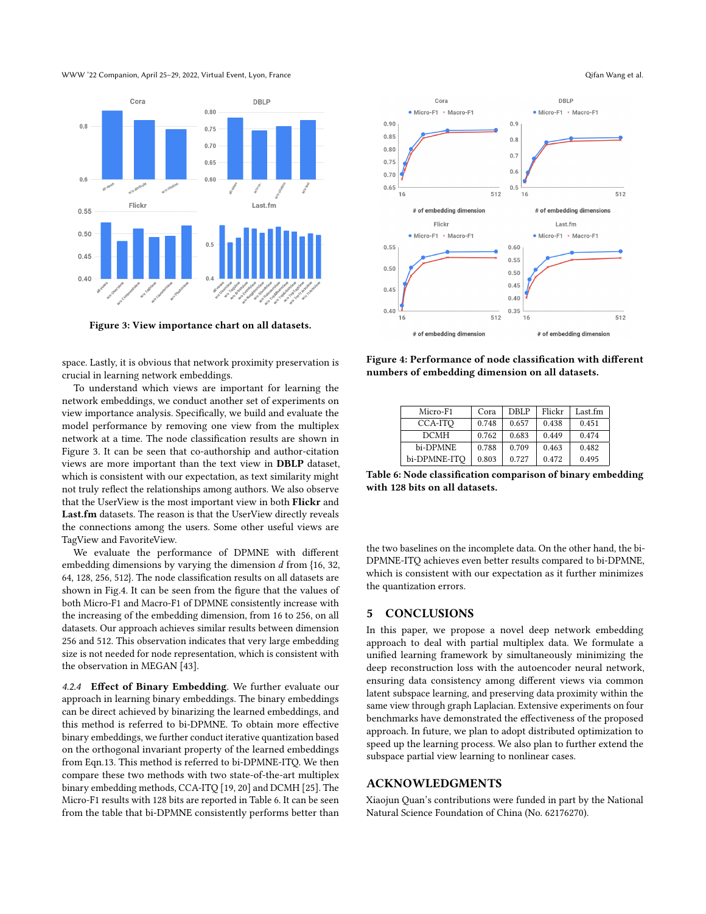Figure 3: View importance chart on all datasets.

space. Lastly, it is obvious that network proximity preservation is crucial in learning network embeddings.

To understand which views are important for learning the network embeddings, we conduct another set of experiments on view importance analysis. Specifically, we build and evaluate the model performance by removing one view from the multiplex network at a time. The node classification results are shown in Figure 3. It can be seen that co-authorship and author-citation views are more important than the text view in **DBLP** dataset, which is consistent with our expectation, as text similarity might not truly reflect the relationships among authors. We also observe that the UserView is the most important view in both **Flickr** and **Last.fm** datasets. The reason is that the UserView directly reveals the connections among the users. Some other useful views are TagView and FavoriteView.

We evaluate the performance of DPMNE with different embedding dimensions by varying the dimension $d$ from {16, 32, 64, 128, 256, 512}. The node classification results on all datasets are shown in Fig.4. It can be seen from the figure that the values of both Micro-F1 and Macro-F1 of DPMNE consistently increase with the increasing of the embedding dimension, from 16 to 256, on all datasets. Our approach achieves similar results between dimension 256 and 512. This observation indicates that very large embedding size is not needed for node representation, which is consistent with the observation in MEGAN [43].

*4.2.4* **Effect of Binary Embedding**. We further evaluate our approach in learning binary embeddings. The binary embeddings can be direct achieved by binarizing the learned embeddings, and this method is referred to bi-DPMNE. To obtain more effective binary embeddings, we further conduct iterative quantization based on the orthogonal invariant property of the learned embeddings from Eqn.13. This method is referred to bi-DPMNE-ITQ. We then compare these two methods with two state-of-the-art multiplex binary embedding methods, CCA-ITQ [19, 20] and DCMH [25]. The Micro-F1 results with 128 bits are reported in Table 6. It can be seen from the table that bi-DPMNE consistently performs better than the two baselines on the incomplete data. On the other hand, the bi-DPMNE-ITQ achieves even better results compared to bi-DPMNE, which is consistent with our expectation as it further minimizes the quantization errors.

Figure 4: Performance of node classification with different numbers of embedding dimension on all datasets.

| Micro-F1 | Cora | DBLP | Flickr | Last.fm |
|---|---|---|---|---|
| CCA-ITQ | 0.748 | 0.657 | 0.438 | 0.451 |
| DCMH | 0.762 | 0.683 | 0.449 | 0.474 |
| bi-DPMNE | 0.788 | 0.709 | 0.463 | 0.482 |
| bi-DPMNE-ITQ | 0.803 | 0.727 | 0.472 | 0.495 |

**Table 6: Node classification comparison of binary embedding with 128 bits on all datasets.**

## 5 CONCLUSIONS

In this paper, we propose a novel deep network embedding approach to deal with partial multiplex data. We formulate a unified learning framework by simultaneously minimizing the deep reconstruction loss with the autoencoder neural network, ensuring data consistency among different views via common latent subspace learning, and preserving data proximity within the same view through graph Laplacian. Extensive experiments on four benchmarks have demonstrated the effectiveness of the proposed approach. In future, we plan to adopt distributed optimization to speed up the learning process. We also plan to further extend the subspace partial view learning to nonlinear cases.

## ACKNOWLEDGMENTS

Xiaojun Quan's contributions were funded in part by the National Natural Science Foundation of China (No. 62176270).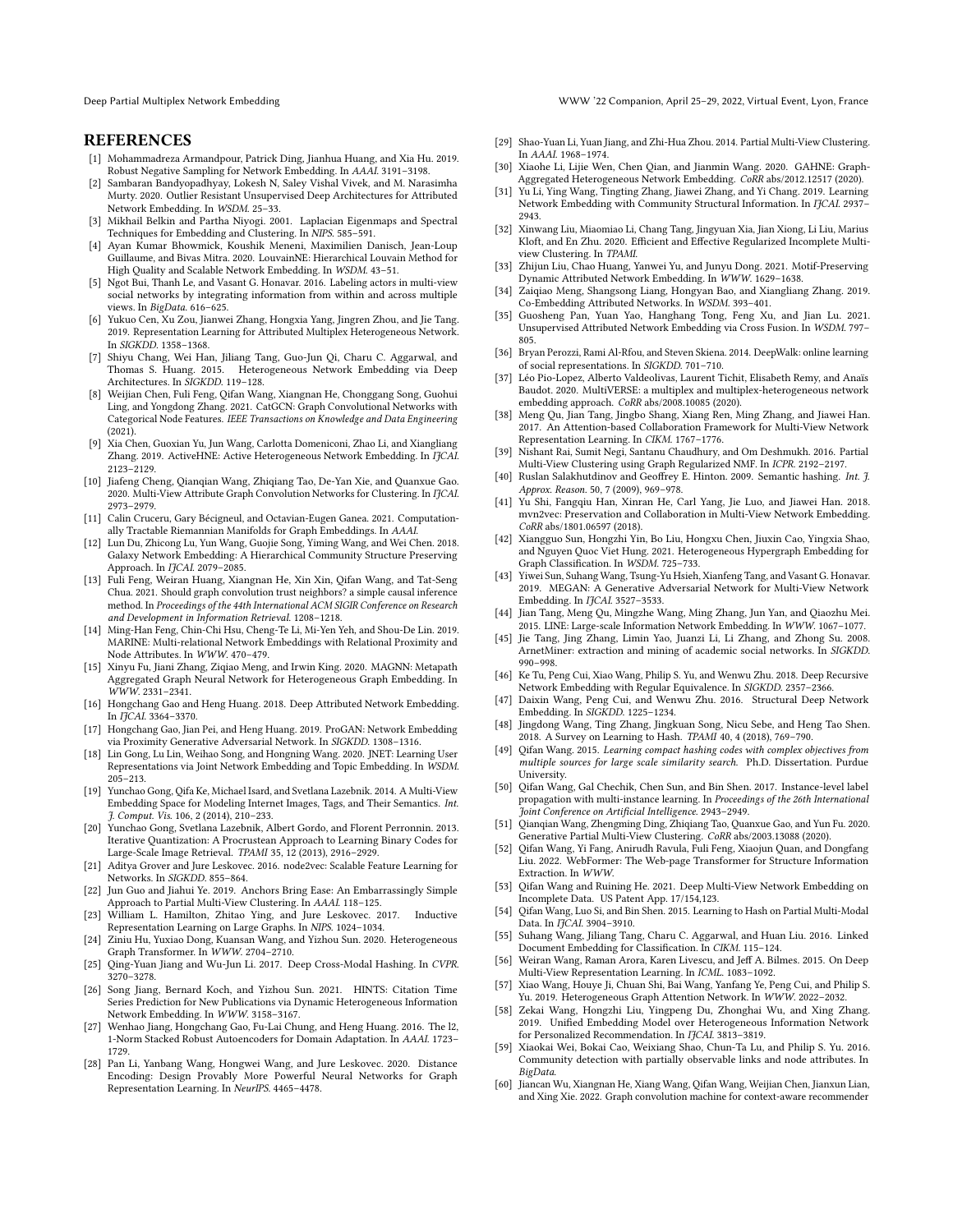# REFERENCES

[1] Mohammadreza Armandpour, Patrick Ding, Jianhua Huang, and Xia Hu. 2019. Robust Negative Sampling for Network Embedding. In *AAAI*. 3191–3198.

[2] Sambaran Bandyopadhyay, Lokesh N, Saley Vishal Vivek, and M. Narasimha Murty. 2020. Outlier Resistant Unsupervised Deep Architectures for Attributed Network Embedding. In *WSDM*. 25–33.

[3] Mikhail Belkin and Partha Niyogi. 2001. Laplacian Eigenmaps and Spectral Techniques for Embedding and Clustering. In *NIPS*. 585–591.

[4] Ayan Kumar Bhowmick, Koushik Meneni, Maximilien Danisch, Jean-Loup Guillaume, and Bivas Mitra. 2020. LouvainNE: Hierarchical Louvain Method for High Quality and Scalable Network Embedding. In *WSDM*. 43–51.

[5] Ngot Bui, Thanh Le, and Vasant G. Honavar. 2016. Labeling actors in multi-view social networks by integrating information from within and across multiple views. In *BigData*. 616–625.

[6] Yukuo Cen, Xu Zou, Jianwei Zhang, Hongxia Yang, Jingren Zhou, and Jie Tang. 2019. Representation Learning for Attributed Multiplex Heterogeneous Network. In *SIGKDD*. 1358–1368.

[7] Shiyu Chang, Wei Han, Jiliang Tang, Guo-Jun Qi, Charu C. Aggarwal, and Thomas S. Huang. 2015. Heterogeneous Network Embedding via Deep Architectures. In *SIGKDD*. 119–128.

[8] Weijian Chen, Fuli Feng, Qifan Wang, Xiangnan He, Chonggang Song, Guohui Ling, and Yongdong Zhang. 2021. CatGCN: Graph Convolutional Networks with Categorical Node Features. *IEEE Transactions on Knowledge and Data Engineering* (2021).

[9] Xia Chen, Guoxian Yu, Jun Wang, Carlotta Domeniconi, Zhao Li, and Xiangliang Zhang. 2019. ActiveHNE: Active Heterogeneous Network Embedding. In *IJCAI*. 2123–2129.

[10] Jiafeng Cheng, Qianqian Wang, Zhiqiang Tao, De-Yan Xie, and Quanxue Gao. 2020. Multi-View Attribute Graph Convolution Networks for Clustering. In *IJCAI*. 2973–2979.

[11] Calin Cruceru, Gary Bécigneul, and Octavian-Eugen Ganea. 2021. Computationally Tractable Riemannian Manifolds for Graph Embeddings. In *AAAI*.

[12] Lun Du, Zhicong Lu, Yun Wang, Guojie Song, Yiming Wang, and Wei Chen. 2018. Galaxy Network Embedding: A Hierarchical Community Structure Preserving Approach. In *IJCAI*. 2079–2085.

[13] Fuli Feng, Weiran Huang, Xiangnan He, Xin Xin, Qifan Wang, and Tat-Seng Chua. 2021. Should graph convolution trust neighbors? a simple causal inference method. In *Proceedings of the 44th International ACM SIGIR Conference on Research and Development in Information Retrieval*. 1208–1218.

[14] Ming-Han Feng, Chin-Chi Hsu, Cheng-Te Li, Mi-Yen Yeh, and Shou-De Lin. 2019. MARINE: Multi-relational Network Embeddings with Relational Proximity and Node Attributes. In *WWW*. 470–479.

[15] Xinyu Fu, Jiani Zhang, Ziqiao Meng, and Irwin King. 2020. MAGNN: Metapath Aggregated Graph Neural Network for Heterogeneous Graph Embedding. In *WWW*. 2331–2341.

[16] Hongchang Gao and Heng Huang. 2018. Deep Attributed Network Embedding. In *IJCAI*. 3364–3370.

[17] Hongchang Gao, Jian Pei, and Heng Huang. 2019. ProGAN: Network Embedding via Proximity Generative Adversarial Network. In *SIGKDD*. 1308–1316.

[18] Lin Gong, Lu Lin, Weihao Song, and Hongning Wang. 2020. JNET: Learning User Representations via Joint Network Embedding and Topic Embedding. In *WSDM*. 205–213.

[19] Yunchao Gong, Qifa Ke, Michael Isard, and Svetlana Lazebnik. 2014. A Multi-View Embedding Space for Modeling Internet Images, Tags, and Their Semantics. *Int. J. Comput. Vis.* 106, 2 (2014), 210–233.

[20] Yunchao Gong, Svetlana Lazebnik, Albert Gordo, and Florent Perronnin. 2013. Iterative Quantization: A Procrustean Approach to Learning Binary Codes for Large-Scale Image Retrieval. *TPAMI* 35, 12 (2013), 2916–2929.

[21] Aditya Grover and Jure Leskovec. 2016. node2vec: Scalable Feature Learning for Networks. In *SIGKDD*. 855–864.

[22] Jun Guo and Jiahui Ye. 2019. Anchors Bring Ease: An Embarrassingly Simple Approach to Partial Multi-View Clustering. In *AAAI*. 118–125.

[23] William L. Hamilton, Zhitao Ying, and Jure Leskovec. 2017. Inductive Representation Learning on Large Graphs. In *NIPS*. 1024–1034.

[24] Ziniu Hu, Yuxiao Dong, Kuansan Wang, and Yizhou Sun. 2020. Heterogeneous Graph Transformer. In *WWW*. 2704–2710.

[25] Qing-Yuan Jiang and Wu-Jun Li. 2017. Deep Cross-Modal Hashing. In *CVPR*. 3270–3278.

[26] Song Jiang, Bernard Koch, and Yizhou Sun. 2021. HINTS: Citation Time Series Prediction for New Publications via Dynamic Heterogeneous Information Network Embedding. In *WWW*. 3158–3167.

[27] Wenhao Jiang, Hongchang Gao, Fu-Lai Chung, and Heng Huang. 2016. The l2, 1-Norm Stacked Robust Autoencoders for Domain Adaptation. In *AAAI*. 1723–1729.

[28] Pan Li, Yanbang Wang, Hongwei Wang, and Jure Leskovec. 2020. Distance Encoding: Design Provably More Powerful Neural Networks for Graph Representation Learning. In *NeurIPS*. 4465–4478.

[29] Shao-Yuan Li, Yuan Jiang, and Zhi-Hua Zhou. 2014. Partial Multi-View Clustering. In *AAAI*. 1968–1974.

[30] Xiaohe Li, Lijie Wen, Chen Qian, and Jianmin Wang. 2020. GAHNE: Graph-Aggregated Heterogeneous Network Embedding. *CoRR* abs/2012.12517 (2020).

[31] Yu Li, Ying Wang, Tingting Zhang, Jiawei Zhang, and Yi Chang. 2019. Learning Network Embedding with Community Structural Information. In *IJCAI*. 2937–2943.

[32] Xinwang Liu, Miaomiao Li, Chang Tang, Jingyuan Xia, Jian Xiong, Li Liu, Marius Kloft, and En Zhu. 2020. Efficient and Effective Regularized Incomplete Multi-view Clustering. In *TPAMI*.

[33] Zhijun Liu, Chao Huang, Yanwei Yu, and Junyu Dong. 2021. Motif-Preserving Dynamic Attributed Network Embedding. In *WWW*. 1629–1638.

[34] Zaiqiao Meng, Shangsong Liang, Hongyan Bao, and Xiangliang Zhang. 2019. Co-Embedding Attributed Networks. In *WSDM*. 393–401.

[35] Guosheng Pan, Yuan Yao, Hanghang Tong, Feng Xu, and Jian Lu. 2021. Unsupervised Attributed Network Embedding via Cross Fusion. In *WSDM*. 797–805.

[36] Bryan Perozzi, Rami Al-Rfou, and Steven Skiena. 2014. DeepWalk: online learning of social representations. In *SIGKDD*. 701–710.

[37] Léo Pio-Lopez, Alberto Valdeolivas, Laurent Tichit, Elisabeth Remy, and Anaïs Baudot. 2020. MultiVERSE: a multiplex and multiplex-heterogeneous network embedding approach. *CoRR* abs/2008.10085 (2020).

[38] Meng Qu, Jian Tang, Jingbo Shang, Xiang Ren, Ming Zhang, and Jiawei Han. 2017. An Attention-based Collaboration Framework for Multi-View Network Representation Learning. In *CIKM*. 1767–1776.

[39] Nishant Rai, Sumit Negi, Santanu Chaudhury, and Om Deshmukh. 2016. Partial Multi-View Clustering using Graph Regularized NMF. In *ICPR*. 2192–2197.

[40] Ruslan Salakhutdinov and Geoffrey E. Hinton. 2009. Semantic hashing. *Int. J. Approx. Reason.* 50, 7 (2009), 969–978.

[41] Yu Shi, Fangqiu Han, Xinran He, Carl Yang, Jie Luo, and Jiawei Han. 2018. mvn2vec: Preservation and Collaboration in Multi-View Network Embedding. *CoRR* abs/1801.06597 (2018).

[42] Xiangguo Sun, Hongzhi Yin, Bo Liu, Hongxu Chen, Jiuxin Cao, Yingxia Shao, and Nguyen Quoc Viet Hung. 2021. Heterogeneous Hypergraph Embedding for Graph Classification. In *WSDM*. 725–733.

[43] Yiwei Sun, Suhang Wang, Tsung-Yu Hsieh, Xianfeng Tang, and Vasant G. Honavar. 2019. MEGAN: A Generative Adversarial Network for Multi-View Network Embedding. In *IJCAI*. 3527–3533.

[44] Jian Tang, Meng Qu, Mingzhe Wang, Ming Zhang, Jun Yan, and Qiaozhu Mei. 2015. LINE: Large-scale Information Network Embedding. In *WWW*. 1067–1077.

[45] Jie Tang, Jing Zhang, Limin Yao, Juanzi Li, Li Zhang, and Zhong Su. 2008. ArnetMiner: extraction and mining of academic social networks. In *SIGKDD*. 990–998.

[46] Ke Tu, Peng Cui, Xiao Wang, Philip S. Yu, and Wenwu Zhu. 2018. Deep Recursive Network Embedding with Regular Equivalence. In *SIGKDD*. 2357–2366.

[47] Daixin Wang, Peng Cui, and Wenwu Zhu. 2016. Structural Deep Network Embedding. In *SIGKDD*. 1225–1234.

[48] Jingdong Wang, Ting Zhang, Jingkuan Song, Nicu Sebe, and Heng Tao Shen. 2018. A Survey on Learning to Hash. *TPAMI* 40, 4 (2018), 769–790.

[49] Qifan Wang. 2015. *Learning compact hashing codes with complex objectives from multiple sources for large scale similarity search.* Ph.D. Dissertation. Purdue University.

[50] Qifan Wang, Gal Chechik, Chen Sun, and Bin Shen. 2017. Instance-level label propagation with multi-instance learning. In *Proceedings of the 26th International Joint Conference on Artificial Intelligence*. 2943–2949.

[51] Qianqian Wang, Zhengming Ding, Zhiqiang Tao, Quanxue Gao, and Yun Fu. 2020. Generative Partial Multi-View Clustering. *CoRR* abs/2003.13088 (2020).

[52] Qifan Wang, Yi Fang, Anirudh Ravula, Fuli Feng, Xiaojun Quan, and Dongfang Liu. 2022. WebFormer: The Web-page Transformer for Structure Information Extraction. In *WWW*.

[53] Qifan Wang and Ruining He. 2021. Deep Multi-View Network Embedding on Incomplete Data. US Patent App. 17/154,123.

[54] Qifan Wang, Luo Si, and Bin Shen. 2015. Learning to Hash on Partial Multi-Modal Data. In *IJCAI*. 3904–3910.

[55] Suhang Wang, Jiliang Tang, Charu C. Aggarwal, and Huan Liu. 2016. Linked Document Embedding for Classification. In *CIKM*. 115–124.

[56] Weiran Wang, Raman Arora, Karen Livescu, and Jeff A. Bilmes. 2015. On Deep Multi-View Representation Learning. In *ICML*. 1083–1092.

[57] Xiao Wang, Houye Ji, Chuan Shi, Bai Wang, Yanfang Ye, Peng Cui, and Philip S. Yu. 2019. Heterogeneous Graph Attention Network. In *WWW*. 2022–2032.

[58] Zekai Wang, Hongzhi Liu, Yingpeng Du, Zhonghai Wu, and Xing Zhang. 2019. Unified Embedding Model over Heterogeneous Information Network for Personalized Recommendation. In *IJCAI*. 3813–3819.

[59] Xiaokai Wei, Bokai Cao, Weixiang Shao, Chun-Ta Lu, and Philip S. Yu. 2016. Community detection with partially observable links and node attributes. In *BigData*.

[60] Jiancan Wu, Xiangnan He, Xiang Wang, Qifan Wang, Weijian Chen, Jianxun Lian, and Xing Xie. 2022. Graph convolution machine for context-aware recommender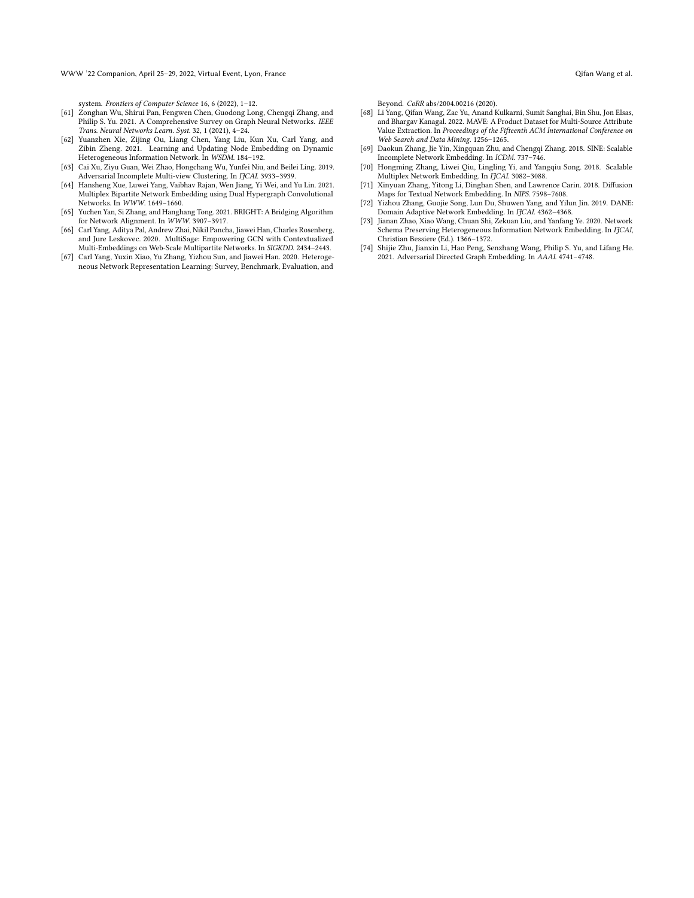system. *Frontiers of Computer Science* 16, 6 (2022), 1–12.

[61] Zonghan Wu, Shirui Pan, Fengwen Chen, Guodong Long, Chengqi Zhang, and Philip S. Yu. 2021. A Comprehensive Survey on Graph Neural Networks. *IEEE Trans. Neural Networks Learn. Syst.* 32, 1 (2021), 4–24.

[62] Yuanzhen Xie, Zijing Ou, Liang Chen, Yang Liu, Kun Xu, Carl Yang, and Zibin Zheng. 2021. Learning and Updating Node Embedding on Dynamic Heterogeneous Information Network. In *WSDM*. 184–192.

[63] Cai Xu, Ziyu Guan, Wei Zhao, Hongchang Wu, Yunfei Niu, and Beilei Ling. 2019. Adversarial Incomplete Multi-view Clustering. In *IJCAI*. 3933–3939.

[64] Hansheng Xue, Luwei Yang, Vaibhav Rajan, Wen Jiang, Yi Wei, and Yu Lin. 2021. Multiplex Bipartite Network Embedding using Dual Hypergraph Convolutional Networks. In *WWW*. 1649–1660.

[65] Yuchen Yan, Si Zhang, and Hanghang Tong. 2021. BRIGHT: A Bridging Algorithm for Network Alignment. In *WWW*. 3907–3917.

[66] Carl Yang, Aditya Pal, Andrew Zhai, Nikil Pancha, Jiawei Han, Charles Rosenberg, and Jure Leskovec. 2020. MultiSage: Empowering GCN with Contextualized Multi-Embeddings on Web-Scale Multipartite Networks. In *SIGKDD*. 2434–2443.

[67] Carl Yang, Yuxin Xiao, Yu Zhang, Yizhou Sun, and Jiawei Han. 2020. Heterogeneous Network Representation Learning: Survey, Benchmark, Evaluation, and Beyond. *CoRR* abs/2004.00216 (2020).

[68] Li Yang, Qifan Wang, Zac Yu, Anand Kulkarni, Sumit Sanghai, Bin Shu, Jon Elsas, and Bhargav Kanagal. 2022. MAVE: A Product Dataset for Multi-Source Attribute Value Extraction. In *Proceedings of the Fifteenth ACM International Conference on Web Search and Data Mining*. 1256–1265.

[69] Daokun Zhang, Jie Yin, Xingquan Zhu, and Chengqi Zhang. 2018. SINE: Scalable Incomplete Network Embedding. In *ICDM*. 737–746.

[70] Hongming Zhang, Liwei Qiu, Lingling Yi, and Yangqiu Song. 2018. Scalable Multiplex Network Embedding. In *IJCAI*. 3082–3088.

[71] Xinyuan Zhang, Yitong Li, Dinghan Shen, and Lawrence Carin. 2018. Diffusion Maps for Textual Network Embedding. In *NIPS*. 7598–7608.

[72] Yizhou Zhang, Guojie Song, Lun Du, Shuwen Yang, and Yilun Jin. 2019. DANE: Domain Adaptive Network Embedding. In *IJCAI*. 4362–4368.

[73] Jianan Zhao, Xiao Wang, Chuan Shi, Zekuan Liu, and Yanfang Ye. 2020. Network Schema Preserving Heterogeneous Information Network Embedding. In *IJCAI*, Christian Bessiere (Ed.). 1366–1372.

[74] Shijie Zhu, Jianxin Li, Hao Peng, Senzhang Wang, Philip S. Yu, and Lifang He. 2021. Adversarial Directed Graph Embedding. In *AAAI*. 4741–4748.